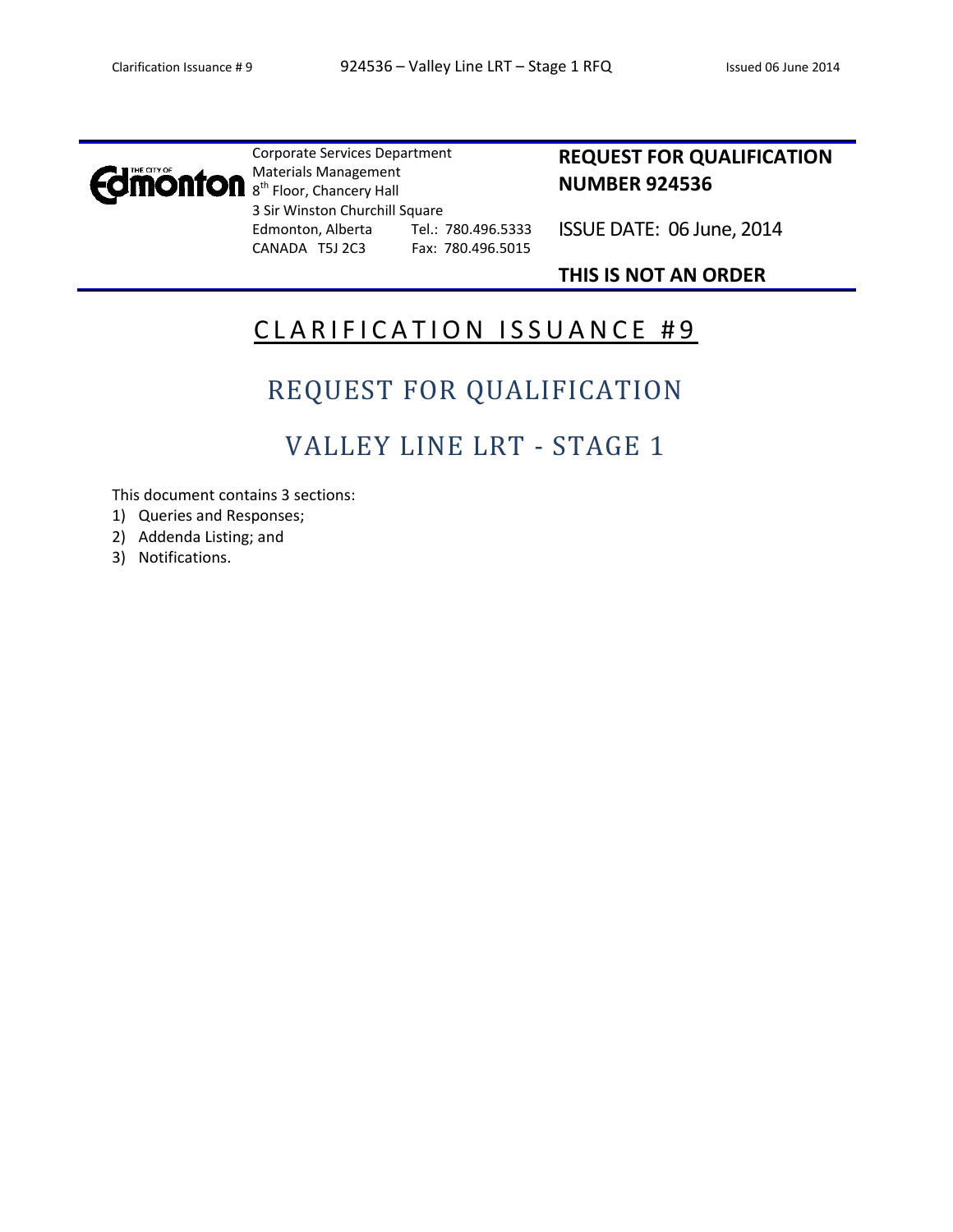Corporate Services Department
Materials Management
8th Floor, Chancery Hall
3 Sir Winston Churchill Square
Edmonton, Alberta Tel.: 780.496.5333
CANADA T5J 2C3 Fax: 780.496.5015

**REQUEST FOR QUALIFICATION NUMBER 924536**

ISSUE DATE: 06 June, 2014

**THIS IS NOT AN ORDER**

# CLARIFICATION ISSUANCE #9

## REQUEST FOR QUALIFICATION

## VALLEY LINE LRT - STAGE 1

This document contains 3 sections:

1) Queries and Responses;
2) Addenda Listing; and
3) Notifications.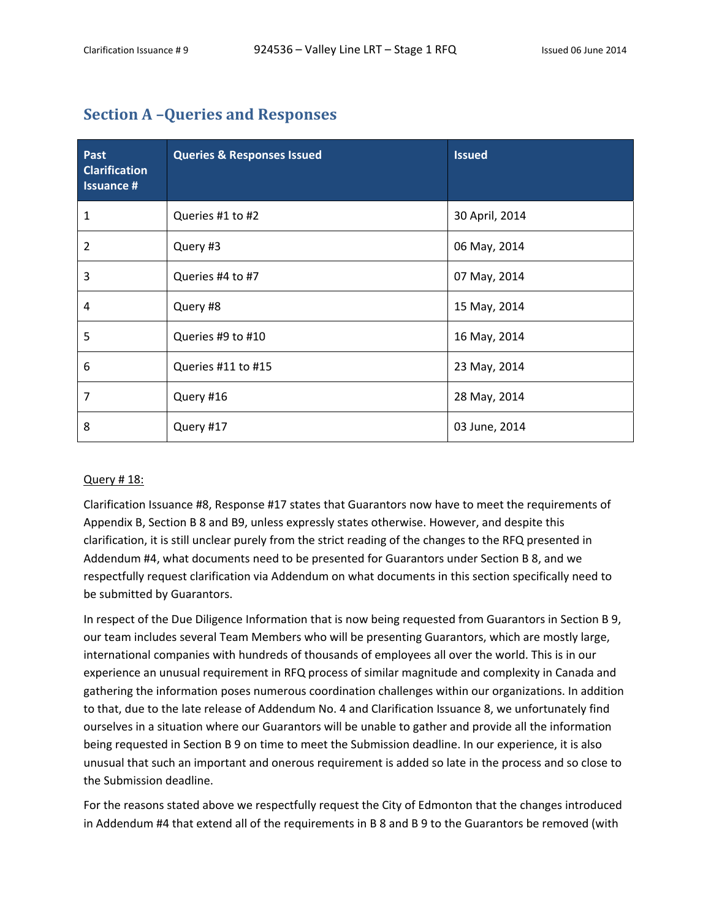## Section A –Queries and Responses

| Past Clarification Issuance # | Queries & Responses Issued | Issued |
|---|---|---|
| 1 | Queries #1 to #2 | 30 April, 2014 |
| 2 | Query #3 | 06 May, 2014 |
| 3 | Queries #4 to #7 | 07 May, 2014 |
| 4 | Query #8 | 15 May, 2014 |
| 5 | Queries #9 to #10 | 16 May, 2014 |
| 6 | Queries #11 to #15 | 23 May, 2014 |
| 7 | Query #16 | 28 May, 2014 |
| 8 | Query #17 | 03 June, 2014 |

Query # 18:

Clarification Issuance #8, Response #17 states that Guarantors now have to meet the requirements of Appendix B, Section B 8 and B9, unless expressly states otherwise. However, and despite this clarification, it is still unclear purely from the strict reading of the changes to the RFQ presented in Addendum #4, what documents need to be presented for Guarantors under Section B 8, and we respectfully request clarification via Addendum on what documents in this section specifically need to be submitted by Guarantors.

In respect of the Due Diligence Information that is now being requested from Guarantors in Section B 9, our team includes several Team Members who will be presenting Guarantors, which are mostly large, international companies with hundreds of thousands of employees all over the world. This is in our experience an unusual requirement in RFQ process of similar magnitude and complexity in Canada and gathering the information poses numerous coordination challenges within our organizations. In addition to that, due to the late release of Addendum No. 4 and Clarification Issuance 8, we unfortunately find ourselves in a situation where our Guarantors will be unable to gather and provide all the information being requested in Section B 9 on time to meet the Submission deadline. In our experience, it is also unusual that such an important and onerous requirement is added so late in the process and so close to the Submission deadline.

For the reasons stated above we respectfully request the City of Edmonton that the changes introduced in Addendum #4 that extend all of the requirements in B 8 and B 9 to the Guarantors be removed (with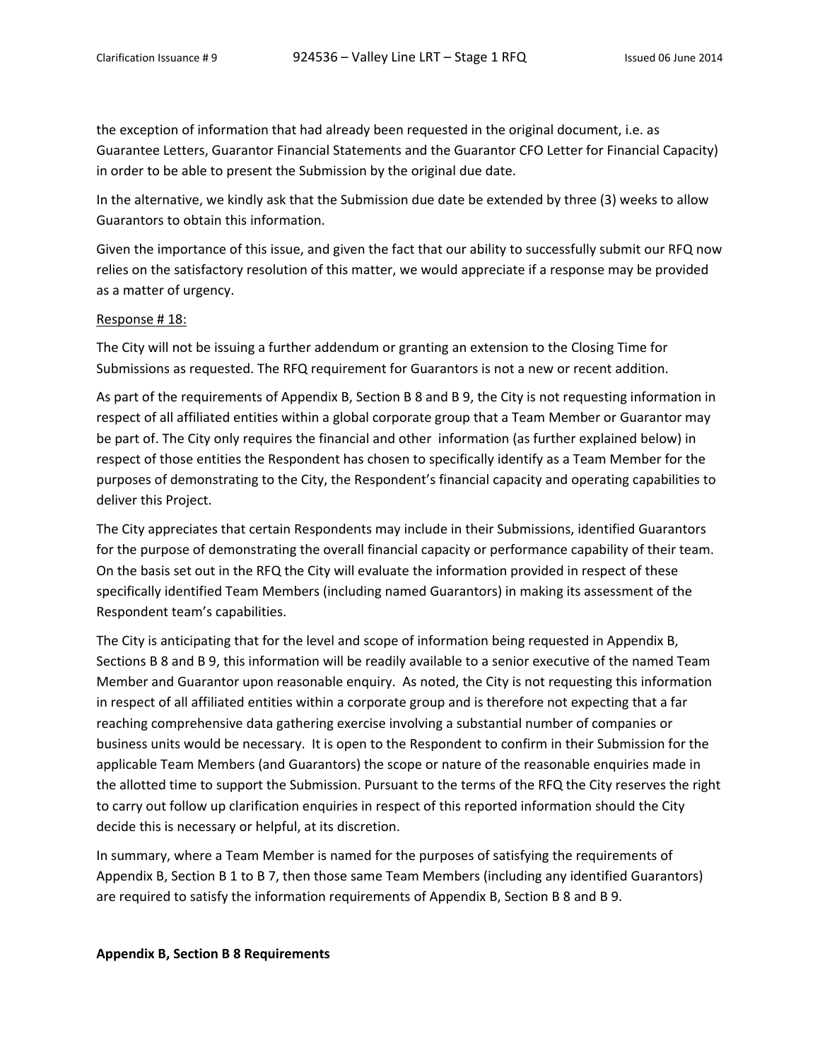the exception of information that had already been requested in the original document, i.e. as Guarantee Letters, Guarantor Financial Statements and the Guarantor CFO Letter for Financial Capacity) in order to be able to present the Submission by the original due date.

In the alternative, we kindly ask that the Submission due date be extended by three (3) weeks to allow Guarantors to obtain this information.

Given the importance of this issue, and given the fact that our ability to successfully submit our RFQ now relies on the satisfactory resolution of this matter, we would appreciate if a response may be provided as a matter of urgency.

<u>Response # 18:</u>

The City will not be issuing a further addendum or granting an extension to the Closing Time for Submissions as requested. The RFQ requirement for Guarantors is not a new or recent addition.

As part of the requirements of Appendix B, Section B 8 and B 9, the City is not requesting information in respect of all affiliated entities within a global corporate group that a Team Member or Guarantor may be part of. The City only requires the financial and other information (as further explained below) in respect of those entities the Respondent has chosen to specifically identify as a Team Member for the purposes of demonstrating to the City, the Respondent's financial capacity and operating capabilities to deliver this Project.

The City appreciates that certain Respondents may include in their Submissions, identified Guarantors for the purpose of demonstrating the overall financial capacity or performance capability of their team. On the basis set out in the RFQ the City will evaluate the information provided in respect of these specifically identified Team Members (including named Guarantors) in making its assessment of the Respondent team's capabilities.

The City is anticipating that for the level and scope of information being requested in Appendix B, Sections B 8 and B 9, this information will be readily available to a senior executive of the named Team Member and Guarantor upon reasonable enquiry. As noted, the City is not requesting this information in respect of all affiliated entities within a corporate group and is therefore not expecting that a far reaching comprehensive data gathering exercise involving a substantial number of companies or business units would be necessary. It is open to the Respondent to confirm in their Submission for the applicable Team Members (and Guarantors) the scope or nature of the reasonable enquiries made in the allotted time to support the Submission. Pursuant to the terms of the RFQ the City reserves the right to carry out follow up clarification enquiries in respect of this reported information should the City decide this is necessary or helpful, at its discretion.

In summary, where a Team Member is named for the purposes of satisfying the requirements of Appendix B, Section B 1 to B 7, then those same Team Members (including any identified Guarantors) are required to satisfy the information requirements of Appendix B, Section B 8 and B 9.

**Appendix B, Section B 8 Requirements**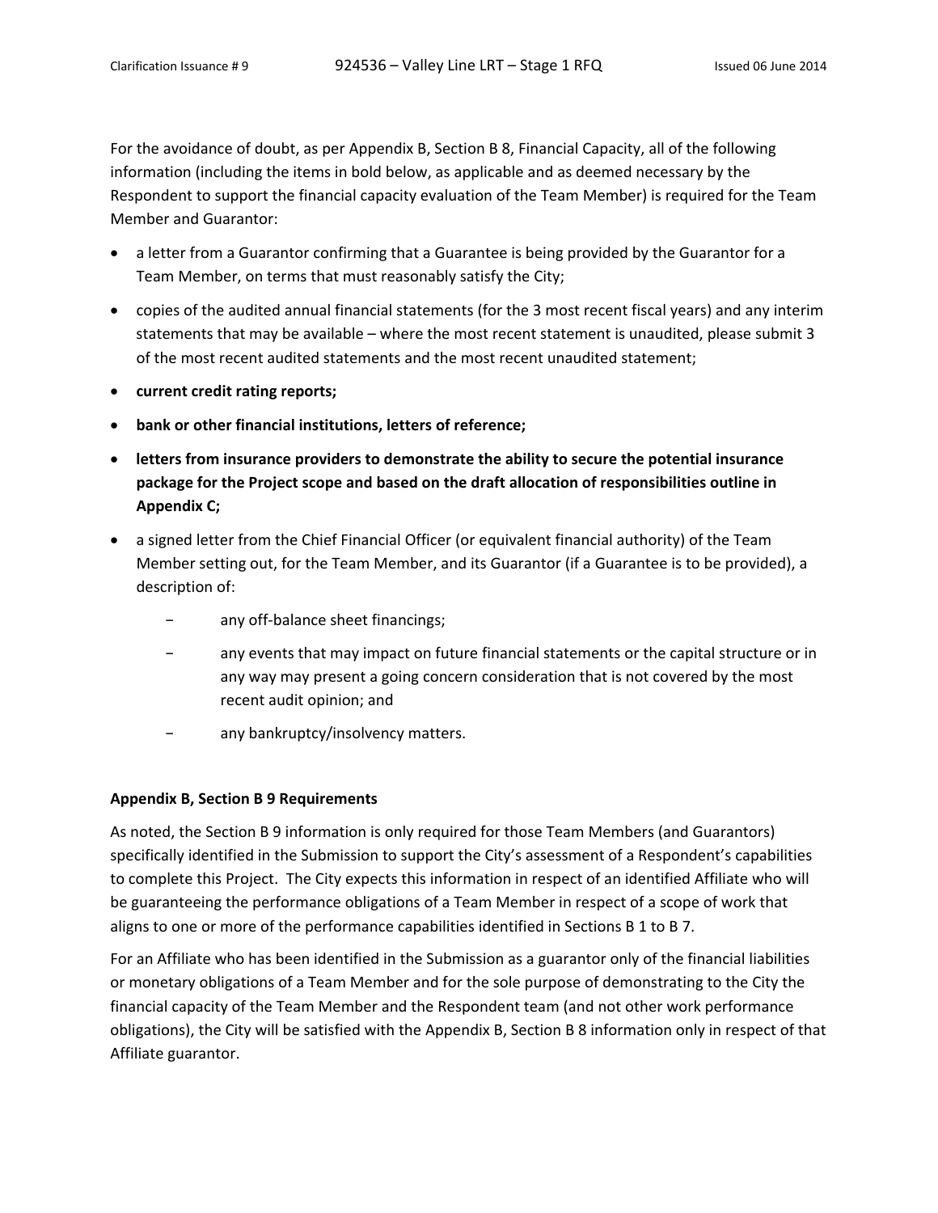For the avoidance of doubt, as per Appendix B, Section B 8, Financial Capacity, all of the following information (including the items in bold below, as applicable and as deemed necessary by the Respondent to support the financial capacity evaluation of the Team Member) is required for the Team Member and Guarantor:

- a letter from a Guarantor confirming that a Guarantee is being provided by the Guarantor for a Team Member, on terms that must reasonably satisfy the City;
- copies of the audited annual financial statements (for the 3 most recent fiscal years) and any interim statements that may be available – where the most recent statement is unaudited, please submit 3 of the most recent audited statements and the most recent unaudited statement;
- **current credit rating reports;**
- **bank or other financial institutions, letters of reference;**
- **letters from insurance providers to demonstrate the ability to secure the potential insurance package for the Project scope and based on the draft allocation of responsibilities outline in Appendix C;**
- a signed letter from the Chief Financial Officer (or equivalent financial authority) of the Team Member setting out, for the Team Member, and its Guarantor (if a Guarantee is to be provided), a description of:
  - any off-balance sheet financings;
  - any events that may impact on future financial statements or the capital structure or in any way may present a going concern consideration that is not covered by the most recent audit opinion; and
  - any bankruptcy/insolvency matters.

**Appendix B, Section B 9 Requirements**

As noted, the Section B 9 information is only required for those Team Members (and Guarantors) specifically identified in the Submission to support the City's assessment of a Respondent's capabilities to complete this Project. The City expects this information in respect of an identified Affiliate who will be guaranteeing the performance obligations of a Team Member in respect of a scope of work that aligns to one or more of the performance capabilities identified in Sections B 1 to B 7.

For an Affiliate who has been identified in the Submission as a guarantor only of the financial liabilities or monetary obligations of a Team Member and for the sole purpose of demonstrating to the City the financial capacity of the Team Member and the Respondent team (and not other work performance obligations), the City will be satisfied with the Appendix B, Section B 8 information only in respect of that Affiliate guarantor.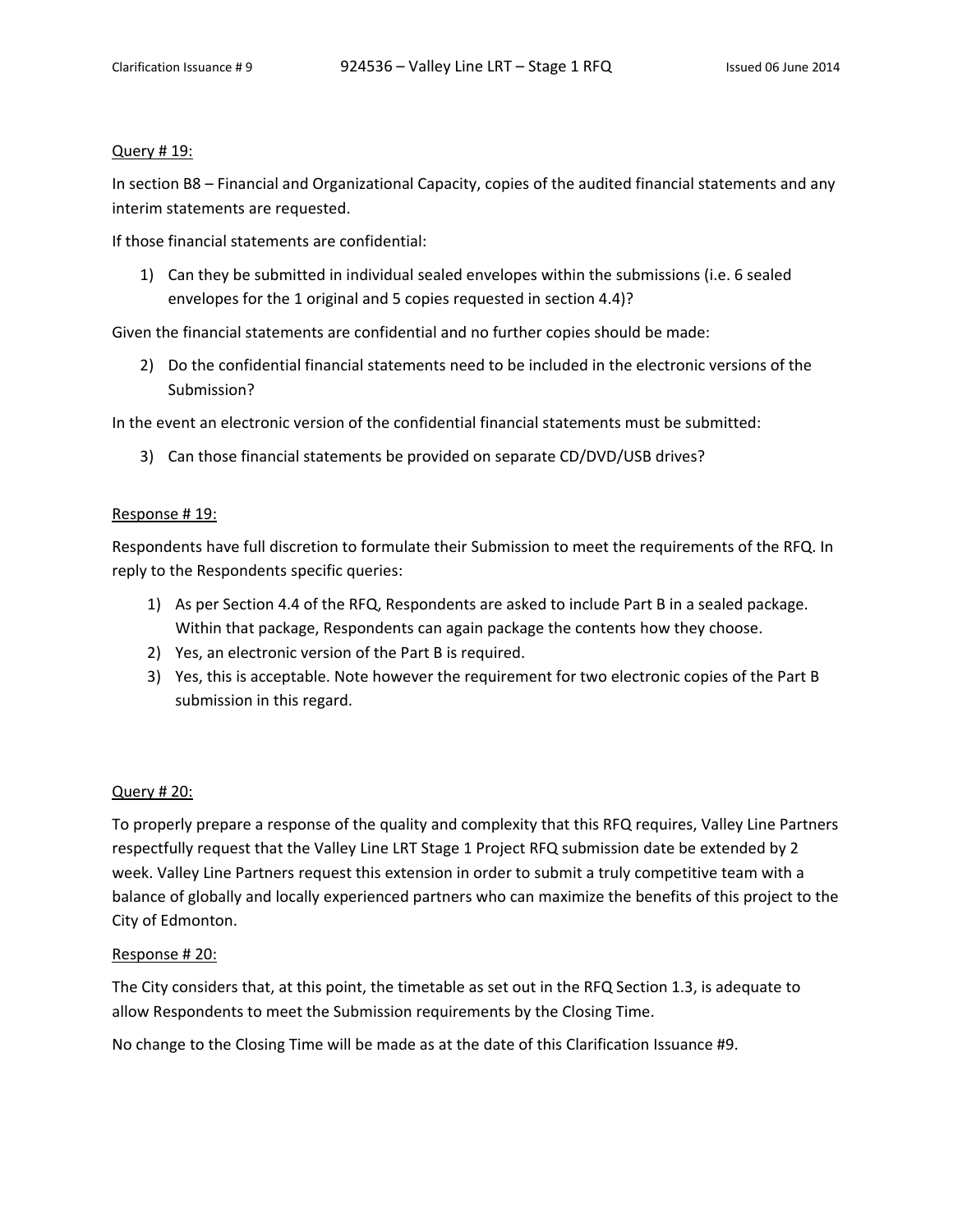Query # 19:

In section B8 – Financial and Organizational Capacity, copies of the audited financial statements and any interim statements are requested.

If those financial statements are confidential:

1) Can they be submitted in individual sealed envelopes within the submissions (i.e. 6 sealed envelopes for the 1 original and 5 copies requested in section 4.4)?

Given the financial statements are confidential and no further copies should be made:

2) Do the confidential financial statements need to be included in the electronic versions of the Submission?

In the event an electronic version of the confidential financial statements must be submitted:

3) Can those financial statements be provided on separate CD/DVD/USB drives?

Response # 19:

Respondents have full discretion to formulate their Submission to meet the requirements of the RFQ. In reply to the Respondents specific queries:

1) As per Section 4.4 of the RFQ, Respondents are asked to include Part B in a sealed package. Within that package, Respondents can again package the contents how they choose.
2) Yes, an electronic version of the Part B is required.
3) Yes, this is acceptable. Note however the requirement for two electronic copies of the Part B submission in this regard.

Query # 20:

To properly prepare a response of the quality and complexity that this RFQ requires, Valley Line Partners respectfully request that the Valley Line LRT Stage 1 Project RFQ submission date be extended by 2 week. Valley Line Partners request this extension in order to submit a truly competitive team with a balance of globally and locally experienced partners who can maximize the benefits of this project to the City of Edmonton.

Response # 20:

The City considers that, at this point, the timetable as set out in the RFQ Section 1.3, is adequate to allow Respondents to meet the Submission requirements by the Closing Time.

No change to the Closing Time will be made as at the date of this Clarification Issuance #9.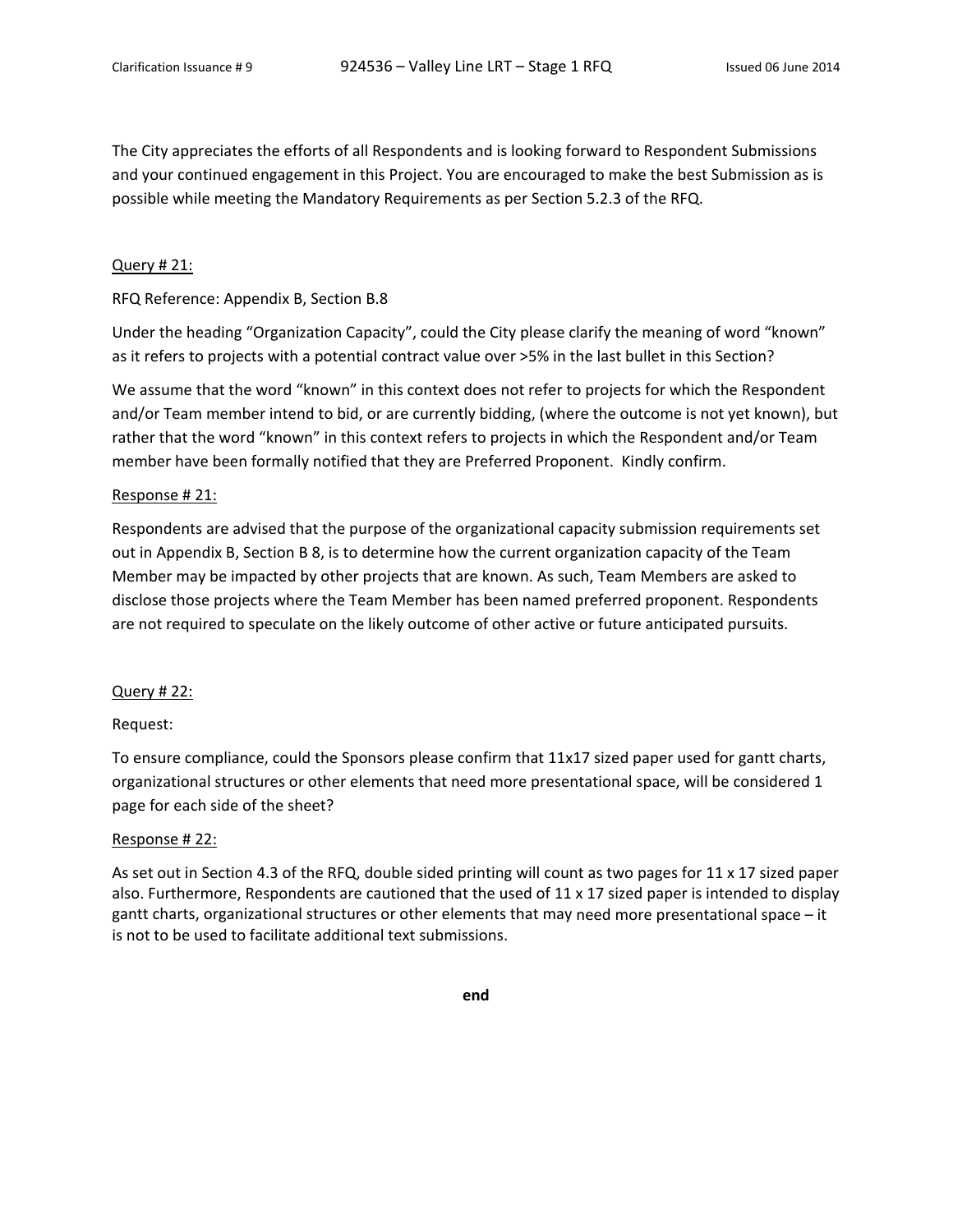The City appreciates the efforts of all Respondents and is looking forward to Respondent Submissions and your continued engagement in this Project. You are encouraged to make the best Submission as is possible while meeting the Mandatory Requirements as per Section 5.2.3 of the RFQ.

Query # 21:

RFQ Reference: Appendix B, Section B.8

Under the heading "Organization Capacity", could the City please clarify the meaning of word "known" as it refers to projects with a potential contract value over >5% in the last bullet in this Section?

We assume that the word "known" in this context does not refer to projects for which the Respondent and/or Team member intend to bid, or are currently bidding, (where the outcome is not yet known), but rather that the word "known" in this context refers to projects in which the Respondent and/or Team member have been formally notified that they are Preferred Proponent. Kindly confirm.

Response # 21:

Respondents are advised that the purpose of the organizational capacity submission requirements set out in Appendix B, Section B 8, is to determine how the current organization capacity of the Team Member may be impacted by other projects that are known. As such, Team Members are asked to disclose those projects where the Team Member has been named preferred proponent. Respondents are not required to speculate on the likely outcome of other active or future anticipated pursuits.

Query # 22:

Request:

To ensure compliance, could the Sponsors please confirm that 11x17 sized paper used for gantt charts, organizational structures or other elements that need more presentational space, will be considered 1 page for each side of the sheet?

Response # 22:

As set out in Section 4.3 of the RFQ, double sided printing will count as two pages for 11 x 17 sized paper also. Furthermore, Respondents are cautioned that the used of 11 x 17 sized paper is intended to display gantt charts, organizational structures or other elements that may need more presentational space – it is not to be used to facilitate additional text submissions.

**end**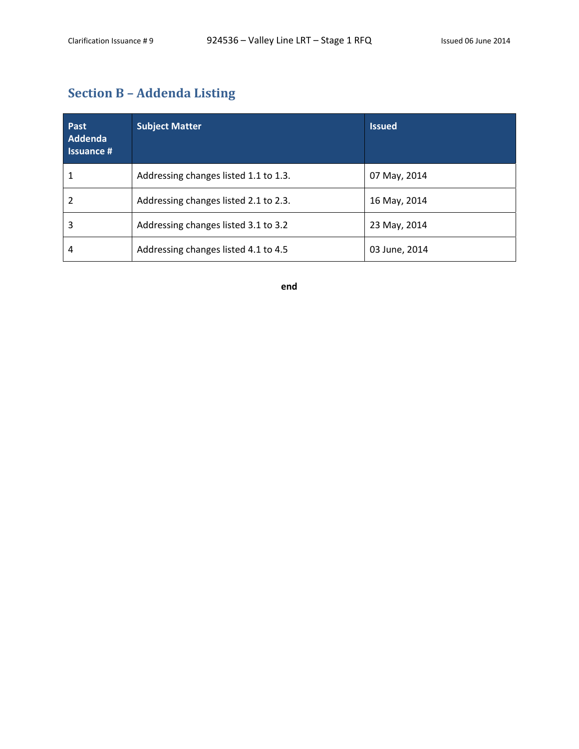## Section B – Addenda Listing

| Past Addenda Issuance # | Subject Matter | Issued |
|---|---|---|
| 1 | Addressing changes listed 1.1 to 1.3. | 07 May, 2014 |
| 2 | Addressing changes listed 2.1 to 2.3. | 16 May, 2014 |
| 3 | Addressing changes listed 3.1 to 3.2 | 23 May, 2014 |
| 4 | Addressing changes listed 4.1 to 4.5 | 03 June, 2014 |

**end**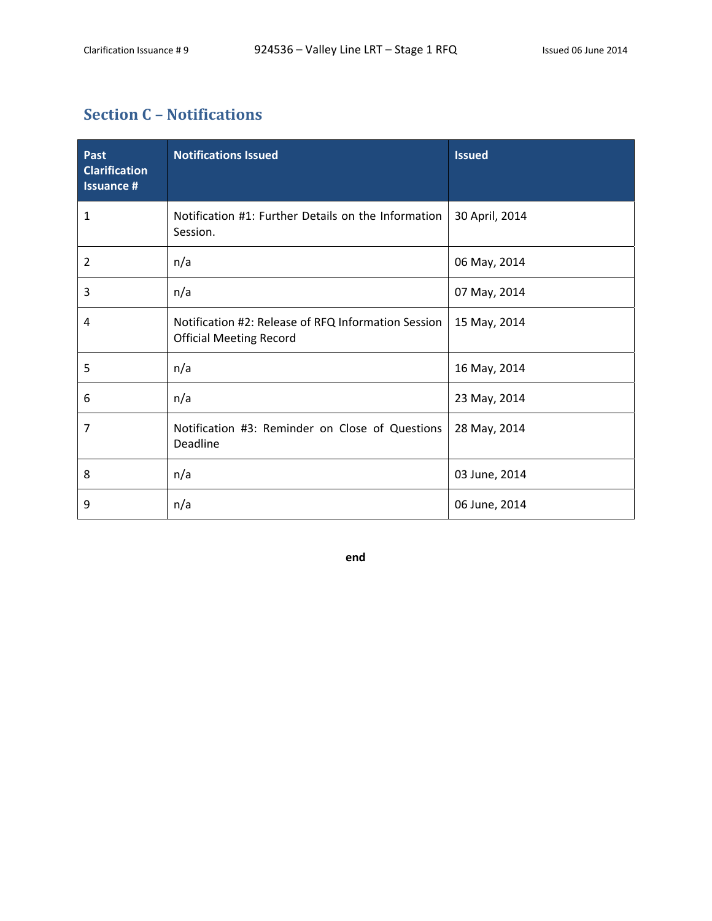## Section C – Notifications

| Past Clarification Issuance # | Notifications Issued | Issued |
|---|---|---|
| 1 | Notification #1: Further Details on the Information Session. | 30 April, 2014 |
| 2 | n/a | 06 May, 2014 |
| 3 | n/a | 07 May, 2014 |
| 4 | Notification #2: Release of RFQ Information Session Official Meeting Record | 15 May, 2014 |
| 5 | n/a | 16 May, 2014 |
| 6 | n/a | 23 May, 2014 |
| 7 | Notification #3: Reminder on Close of Questions Deadline | 28 May, 2014 |
| 8 | n/a | 03 June, 2014 |
| 9 | n/a | 06 June, 2014 |

**end**